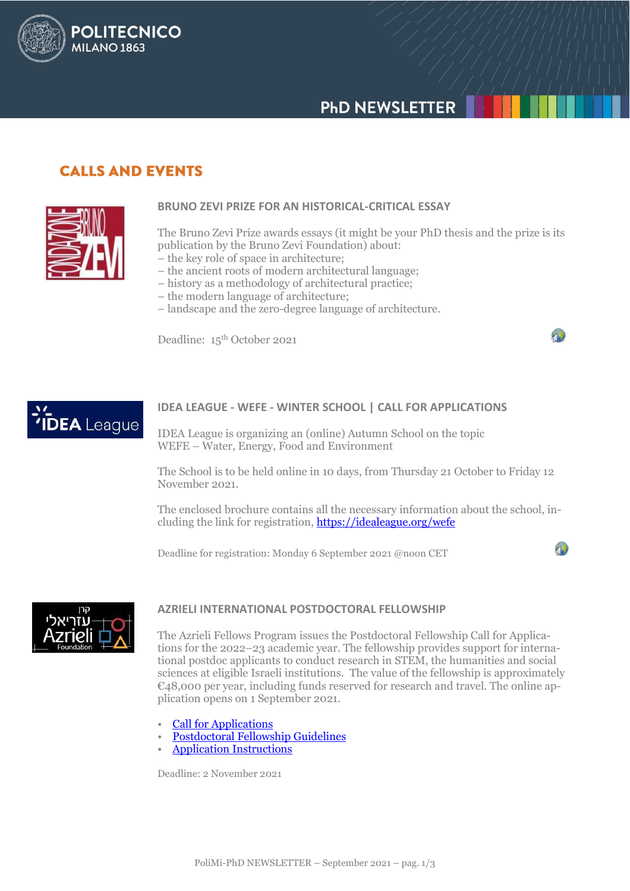# CALLS AND EVENTS

### BRUNO ZEVI PRIZE FOR AN HISTORICAL-CRITICAL ESSAY

The Bruno Zevi Prize awards essays (it might be your PhD thesis and the prize is its publication by the Bruno Zevi Foundation) about:
– the key role of space in architecture;
– the ancient roots of modern architectural language;
– history as a methodology of architectural practice;
– the modern language of architecture;
– landscape and the zero-degree language of architecture.

Deadline: 15th October 2021

### IDEA LEAGUE - WEFE - WINTER SCHOOL | CALL FOR APPLICATIONS

IDEA League is organizing an (online) Autumn School on the topic
WEFE – Water, Energy, Food and Environment

The School is to be held online in 10 days, from Thursday 21 October to Friday 12 November 2021.

The enclosed brochure contains all the necessary information about the school, including the link for registration, [https://idealeague.org/wefe](https://idealeague.org/wefe)

Deadline for registration: Monday 6 September 2021 @noon CET

### AZRIELI INTERNATIONAL POSTDOCTORAL FELLOWSHIP

The Azrieli Fellows Program issues the Postdoctoral Fellowship Call for Applications for the 2022–23 academic year. The fellowship provides support for international postdoc applicants to conduct research in STEM, the humanities and social sciences at eligible Israeli institutions. The value of the fellowship is approximately €48,000 per year, including funds reserved for research and travel. The online application opens on 1 September 2021.

- Call for Applications
- Postdoctoral Fellowship Guidelines
- Application Instructions

Deadline: 2 November 2021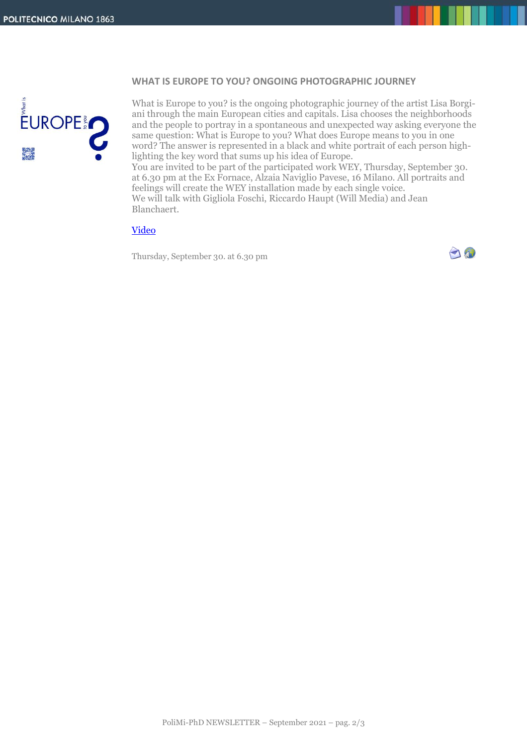## WHAT IS EUROPE TO YOU? ONGOING PHOTOGRAPHIC JOURNEY

What is Europe to you? is the ongoing photographic journey of the artist Lisa Borgiani through the main European cities and capitals. Lisa chooses the neighborhoods and the people to portray in a spontaneous and unexpected way asking everyone the same question: What is Europe to you? What does Europe means to you in one word? The answer is represented in a black and white portrait of each person highlighting the key word that sums up his idea of Europe.
You are invited to be part of the participated work WEY, Thursday, September 30. at 6.30 pm at the Ex Fornace, Alzaia Naviglio Pavese, 16 Milano. All portraits and feelings will create the WEY installation made by each single voice.
We will talk with Gigliola Foschi, Riccardo Haupt (Will Media) and Jean Blanchaert.

Video

Thursday, September 30. at 6.30 pm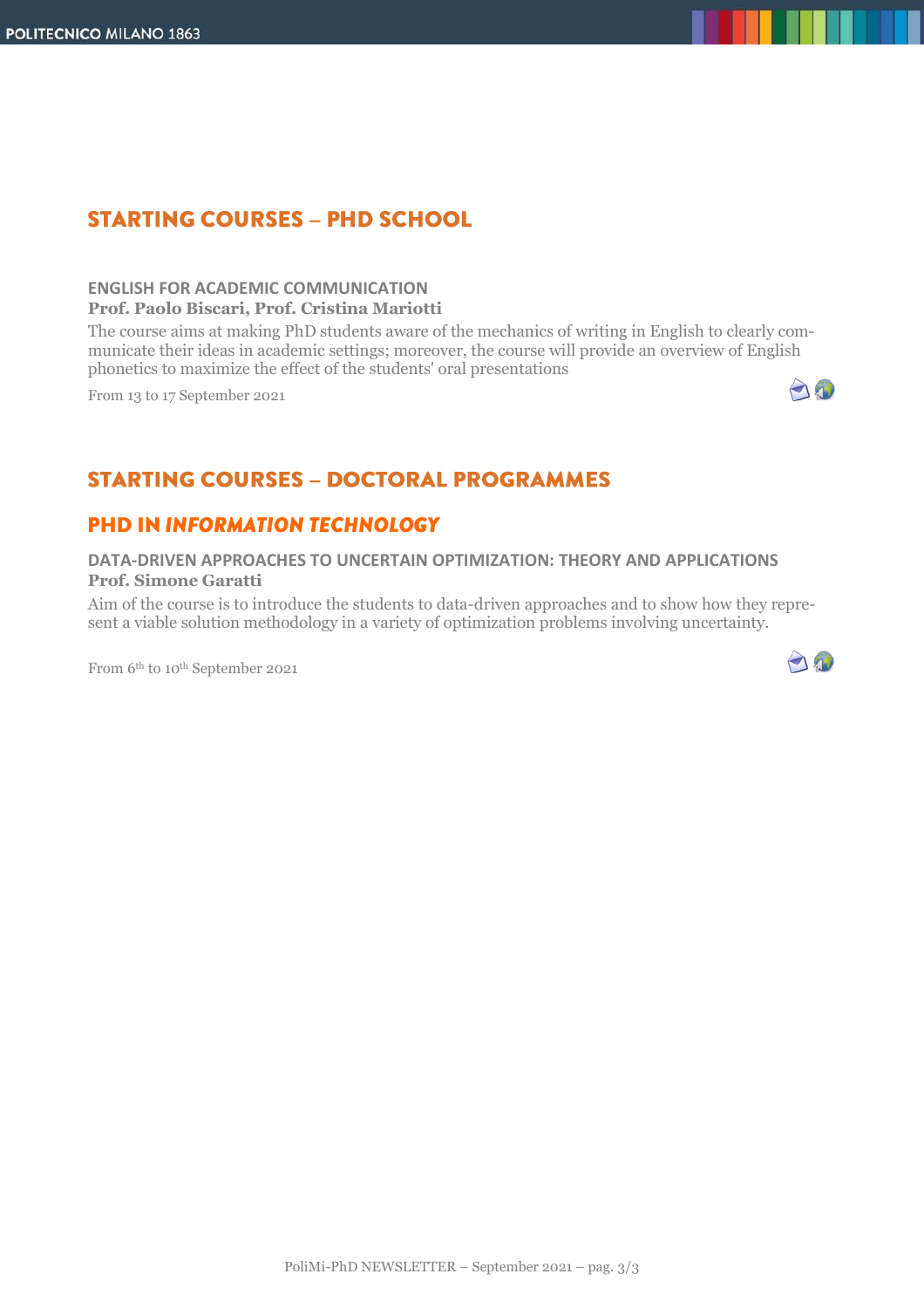## STARTING COURSES – PHD SCHOOL

### ENGLISH FOR ACADEMIC COMMUNICATION

**Prof. Paolo Biscari, Prof. Cristina Mariotti**

The course aims at making PhD students aware of the mechanics of writing in English to clearly communicate their ideas in academic settings; moreover, the course will provide an overview of English phonetics to maximize the effect of the students' oral presentations

From 13 to 17 September 2021

## STARTING COURSES – DOCTORAL PROGRAMMES

## PHD IN *INFORMATION TECHNOLOGY*

### DATA-DRIVEN APPROACHES TO UNCERTAIN OPTIMIZATION: THEORY AND APPLICATIONS

**Prof. Simone Garatti**

Aim of the course is to introduce the students to data-driven approaches and to show how they represent a viable solution methodology in a variety of optimization problems involving uncertainty.

From 6th to 10th September 2021